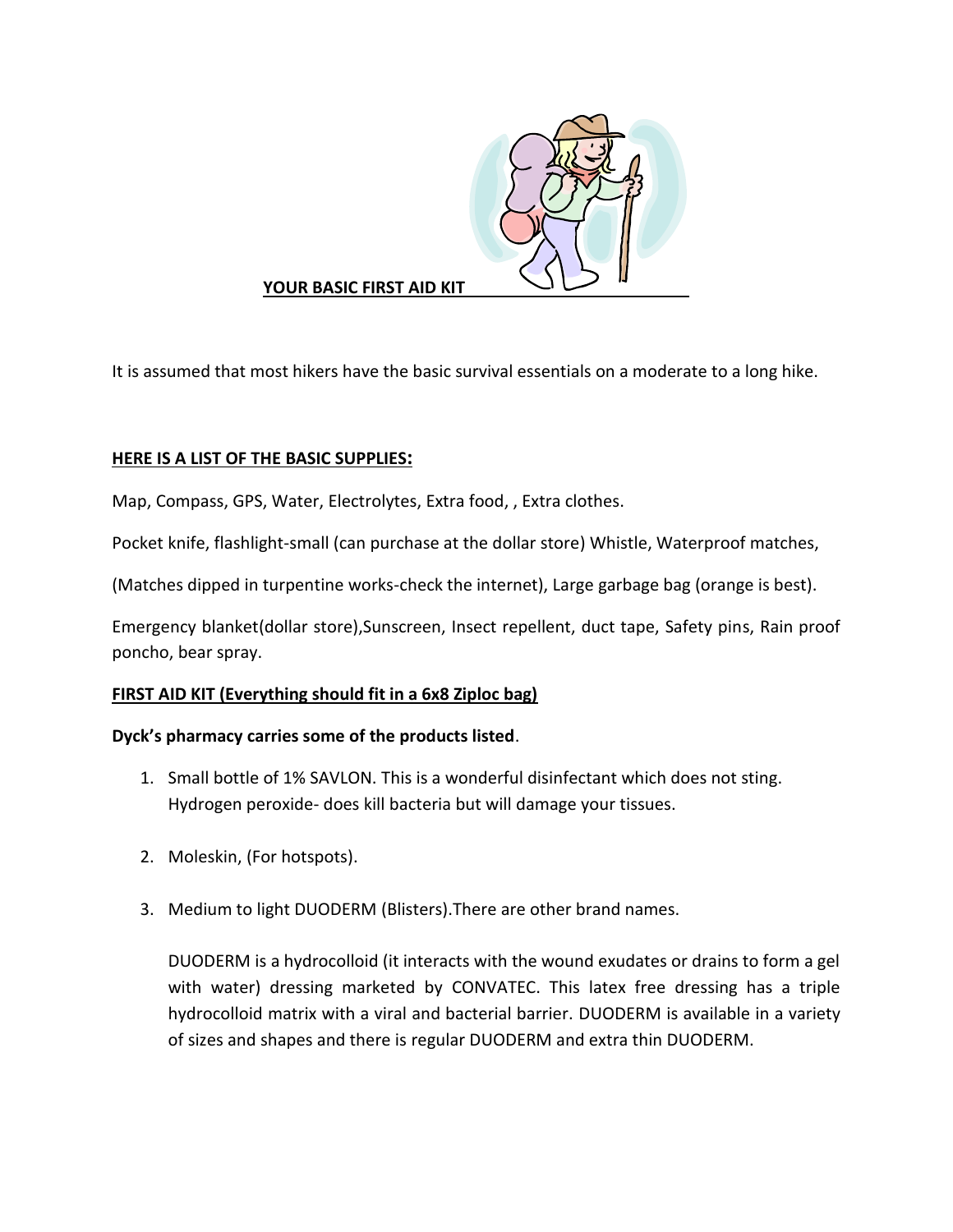## YOUR BASIC FIRST AID KIT

It is assumed that most hikers have the basic survival essentials on a moderate to a long hike.

### HERE IS A LIST OF THE BASIC SUPPLIES:

Map, Compass, GPS, Water, Electrolytes, Extra food, , Extra clothes.

Pocket knife, flashlight-small (can purchase at the dollar store) Whistle, Waterproof matches,

(Matches dipped in turpentine works-check the internet), Large garbage bag (orange is best).

Emergency blanket(dollar store),Sunscreen, Insect repellent, duct tape, Safety pins, Rain proof poncho, bear spray.

### FIRST AID KIT (Everything should fit in a 6x8 Ziploc bag)

**Dyck's pharmacy carries some of the products listed**.

1. Small bottle of 1% SAVLON. This is a wonderful disinfectant which does not sting. Hydrogen peroxide- does kill bacteria but will damage your tissues.

2. Moleskin, (For hotspots).

3. Medium to light DUODERM (Blisters).There are other brand names.

   DUODERM is a hydrocolloid (it interacts with the wound exudates or drains to form a gel with water) dressing marketed by CONVATEC. This latex free dressing has a triple hydrocolloid matrix with a viral and bacterial barrier. DUODERM is available in a variety of sizes and shapes and there is regular DUODERM and extra thin DUODERM.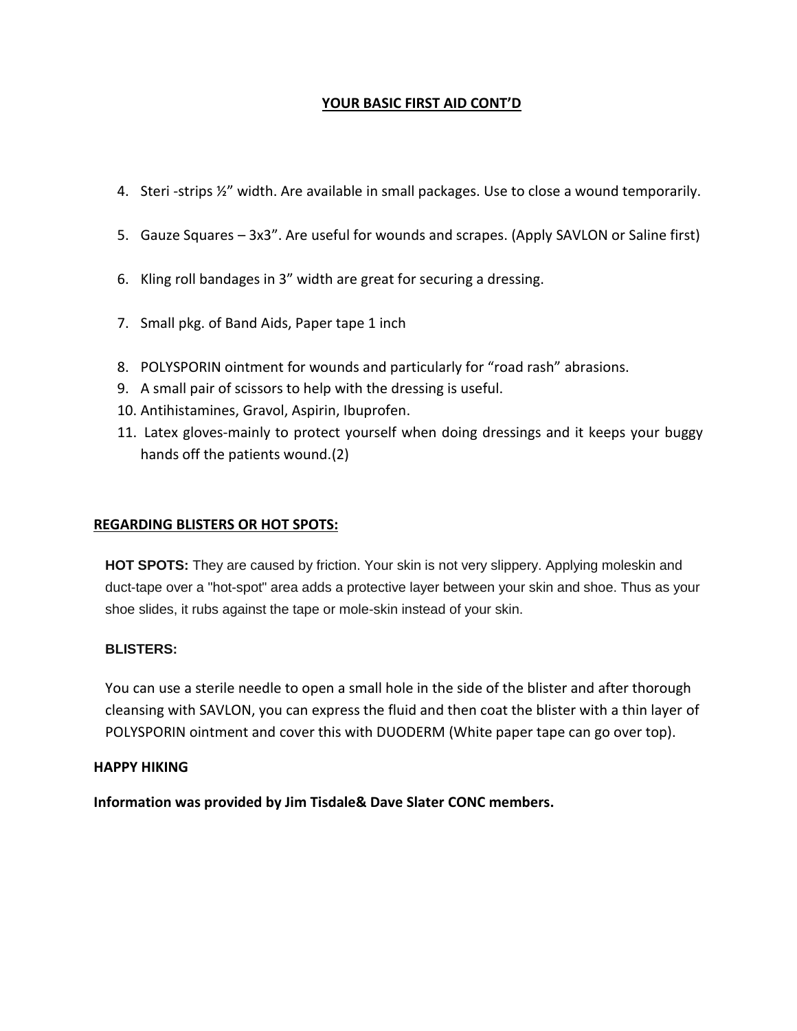## YOUR BASIC FIRST AID CONT'D

4. Steri -strips ½" width. Are available in small packages. Use to close a wound temporarily.
5. Gauze Squares – 3x3". Are useful for wounds and scrapes. (Apply SAVLON or Saline first)
6. Kling roll bandages in 3" width are great for securing a dressing.
7. Small pkg. of Band Aids, Paper tape 1 inch
8. POLYSPORIN ointment for wounds and particularly for "road rash" abrasions.
9. A small pair of scissors to help with the dressing is useful.
10. Antihistamines, Gravol, Aspirin, Ibuprofen.
11. Latex gloves-mainly to protect yourself when doing dressings and it keeps your buggy hands off the patients wound.(2)

### REGARDING BLISTERS OR HOT SPOTS:

**HOT SPOTS:** They are caused by friction. Your skin is not very slippery. Applying moleskin and duct-tape over a "hot-spot" area adds a protective layer between your skin and shoe. Thus as your shoe slides, it rubs against the tape or mole-skin instead of your skin.

**BLISTERS:**

You can use a sterile needle to open a small hole in the side of the blister and after thorough cleansing with SAVLON, you can express the fluid and then coat the blister with a thin layer of POLYSPORIN ointment and cover this with DUODERM (White paper tape can go over top).

**HAPPY HIKING**

**Information was provided by Jim Tisdale& Dave Slater CONC members.**